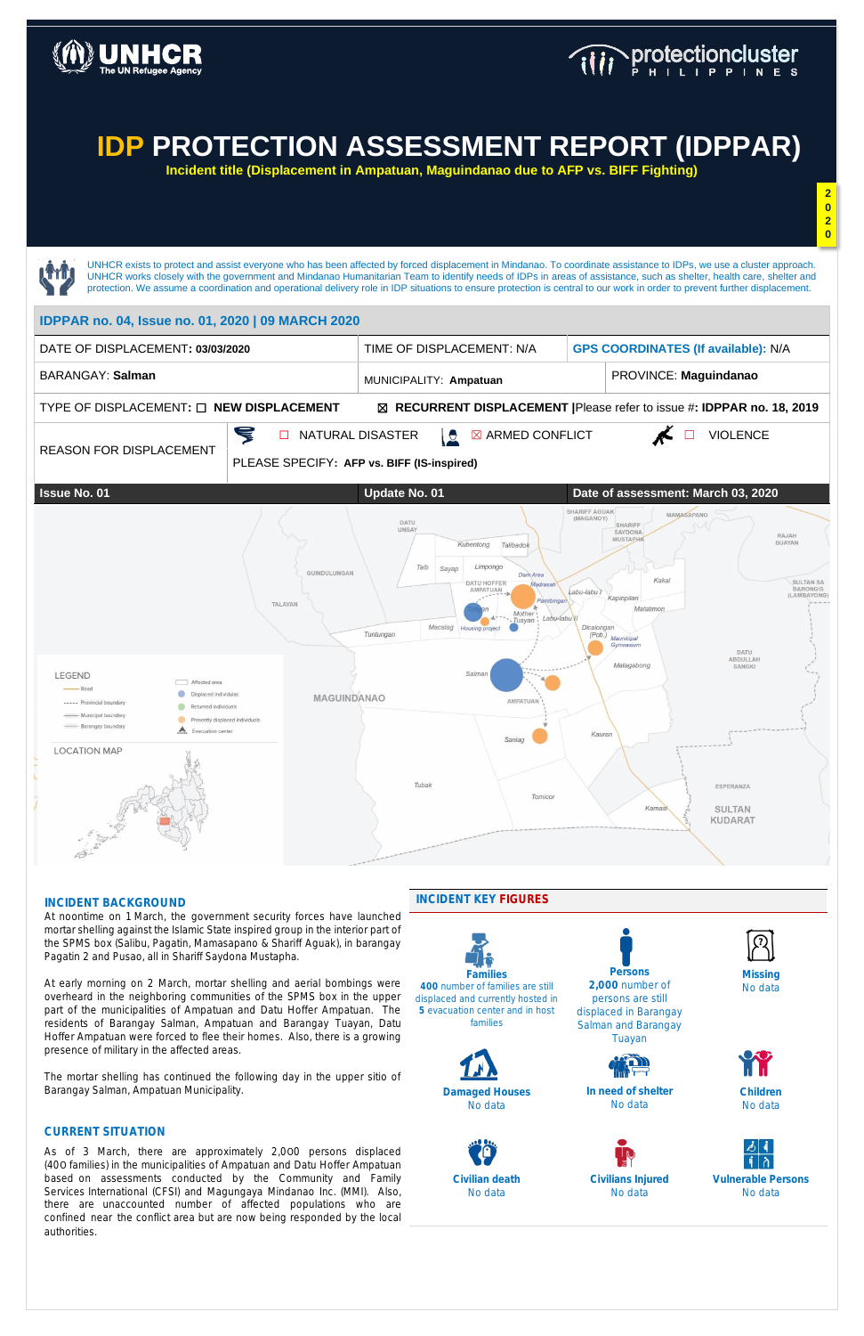UNHCR The UN Refugee Agency

protectioncluster PHILIPPINES

# IDP PROTECTION ASSESSMENT REPORT (IDPPAR)

**Incident title (Displacement in Ampatuan, Maguindanao due to AFP vs. BIFF Fighting)**

2020

UNHCR exists to protect and assist everyone who has been affected by forced displacement in Mindanao. To coordinate assistance to IDPs, we use a cluster approach. UNHCR works closely with the government and Mindanao Humanitarian Team to identify needs of IDPs in areas of assistance, such as shelter, health care, shelter and protection. We assume a coordination and operational delivery role in IDP situations to ensure protection is central to our work in order to prevent further displacement.

## IDPPAR no. 04, Issue no. 01, 2020 | 09 MARCH 2020

| DATE OF DISPLACEMENT: **03/03/2020** | TIME OF DISPLACEMENT: N/A | GPS COORDINATES (If available): N/A |
|---|---|---|
| BARANGAY: **Salman** | MUNICIPALITY: **Ampatuan** | PROVINCE: **Maguindanao** |
| TYPE OF DISPLACEMENT: ☐ **NEW DISPLACEMENT** | ☒ **RECURRENT DISPLACEMENT** \|Please refer to issue #: **IDPPAR no. 18, 2019** | |
| REASON FOR DISPLACEMENT | ☐ NATURAL DISASTER ☒ ARMED CONFLICT ☐ VIOLENCE<br>PLEASE SPECIFY: **AFP vs. BIFF (IS-inspired)** | |
| **Issue No. 01** | **Update No. 01** | **Date of assessment: March 03, 2020** |

## INCIDENT BACKGROUND

At noontime on 1 March, the government security forces have launched mortar shelling against the Islamic State inspired group in the interior part of the SPMS box (Salibu, Pagatin, Mamasapano & Shariff Aguak), in barangay Pagatin 2 and Pusao, all in Shariff Saydona Mustapha.

At early morning on 2 March, mortar shelling and aerial bombings were overheard in the neighboring communities of the SPMS box in the upper part of the municipalities of Ampatuan and Datu Hoffer Ampatuan. The residents of Barangay Salman, Ampatuan and Barangay Tuayan, Datu Hoffer Ampatuan were forced to flee their homes. Also, there is a growing presence of military in the affected areas.

The mortar shelling has continued the following day in the upper sitio of Barangay Salman, Ampatuan Municipality.

## CURRENT SITUATION

As of 3 March, there are approximately 2,000 persons displaced (400 families) in the municipalities of Ampatuan and Datu Hoffer Ampatuan based on assessments conducted by the Community and Family Services International (CFSI) and Magungaya Mindanao Inc. (MMI). Also, there are unaccounted number of affected populations who are confined near the conflict area but are now being responded by the local authorities.

## INCIDENT KEY FIGURES

**Families**
400 number of families are still displaced and currently hosted in 5 evacuation center and in host families

**Persons**
2,000 number of persons are still displaced in Barangay Salman and Barangay Tuayan

**Missing**
No data

**Damaged Houses**
No data

**In need of shelter**
No data

**Children**
No data

**Civilian death**
No data

**Civilians Injured**
No data

**Vulnerable Persons**
No data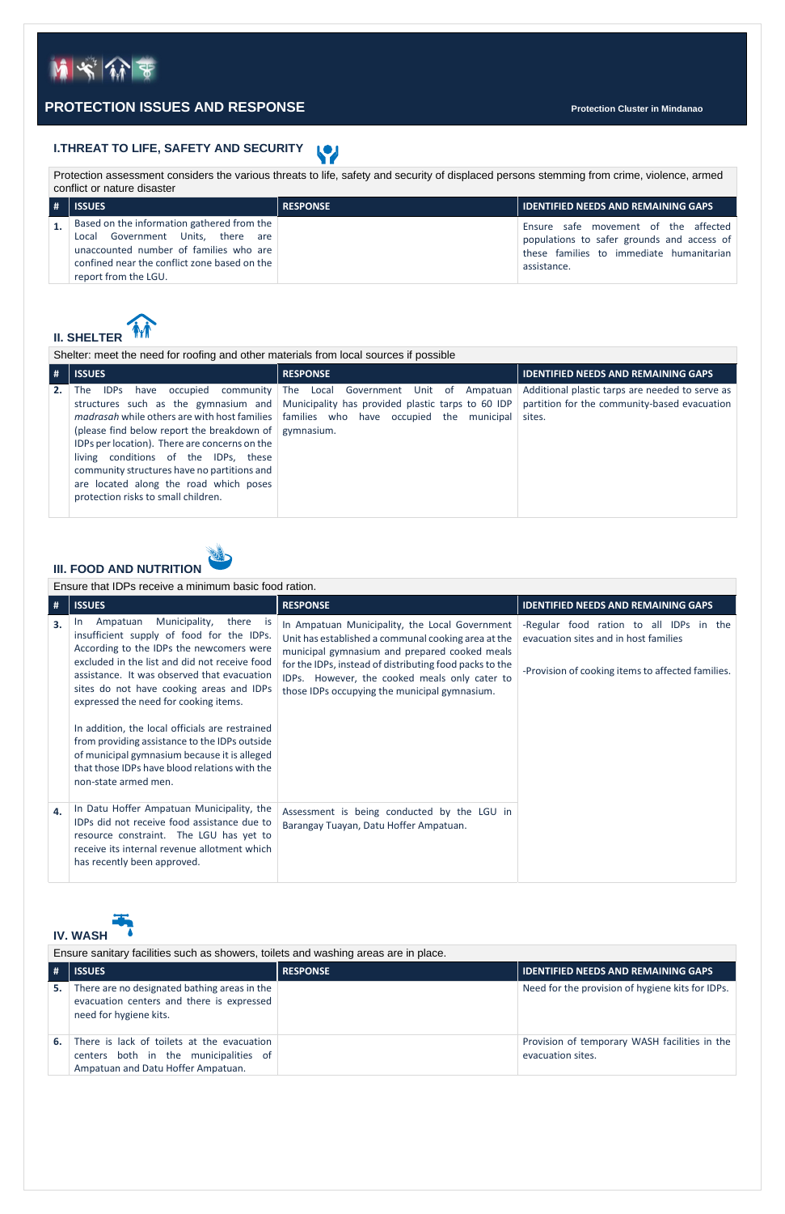## PROTECTION ISSUES AND RESPONSE

Protection Cluster in Mindanao

### I.THREAT TO LIFE, SAFETY AND SECURITY

Protection assessment considers the various threats to life, safety and security of displaced persons stemming from crime, violence, armed conflict or nature disaster

| # | ISSUES | RESPONSE | IDENTIFIED NEEDS AND REMAINING GAPS |
|---|---|---|---|
| 1. | Based on the information gathered from the Local Government Units, there are unaccounted number of families who are confined near the conflict zone based on the report from the LGU. | | Ensure safe movement of the affected populations to safer grounds and access of these families to immediate humanitarian assistance. |

### II. SHELTER

Shelter: meet the need for roofing and other materials from local sources if possible

| # | ISSUES | RESPONSE | IDENTIFIED NEEDS AND REMAINING GAPS |
|---|---|---|---|
| 2. | The IDPs have occupied community structures such as the gymnasium and *madrasah* while others are with host families (please find below report the breakdown of IDPs per location). There are concerns on the living conditions of the IDPs, these community structures have no partitions and are located along the road which poses protection risks to small children. | The Local Government Unit of Ampatuan Municipality has provided plastic tarps to 60 IDP families who have occupied the municipal gymnasium. | Additional plastic tarps are needed to serve as partition for the community-based evacuation sites. |

### III. FOOD AND NUTRITION

Ensure that IDPs receive a minimum basic food ration.

| # | ISSUES | RESPONSE | IDENTIFIED NEEDS AND REMAINING GAPS |
|---|---|---|---|
| 3. | In Ampatuan Municipality, there is insufficient supply of food for the IDPs. According to the IDPs the newcomers were excluded in the list and did not receive food assistance. It was observed that evacuation sites do not have cooking areas and IDPs expressed the need for cooking items.<br><br>In addition, the local officials are restrained from providing assistance to the IDPs outside of municipal gymnasium because it is alleged that those IDPs have blood relations with the non-state armed men. | In Ampatuan Municipality, the Local Government Unit has established a communal cooking area at the municipal gymnasium and prepared cooked meals for the IDPs, instead of distributing food packs to the IDPs. However, the cooked meals only cater to those IDPs occupying the municipal gymnasium. | -Regular food ration to all IDPs in the evacuation sites and in host families<br><br>-Provision of cooking items to affected families. |
| 4. | In Datu Hoffer Ampatuan Municipality, the IDPs did not receive food assistance due to resource constraint. The LGU has yet to receive its internal revenue allotment which has recently been approved. | Assessment is being conducted by the LGU in Barangay Tuayan, Datu Hoffer Ampatuan. | |

### IV. WASH

Ensure sanitary facilities such as showers, toilets and washing areas are in place.

| # | ISSUES | RESPONSE | IDENTIFIED NEEDS AND REMAINING GAPS |
|---|---|---|---|
| 5. | There are no designated bathing areas in the evacuation centers and there is expressed need for hygiene kits. | | Need for the provision of hygiene kits for IDPs. |
| 6. | There is lack of toilets at the evacuation centers both in the municipalities of Ampatuan and Datu Hoffer Ampatuan. | | Provision of temporary WASH facilities in the evacuation sites. |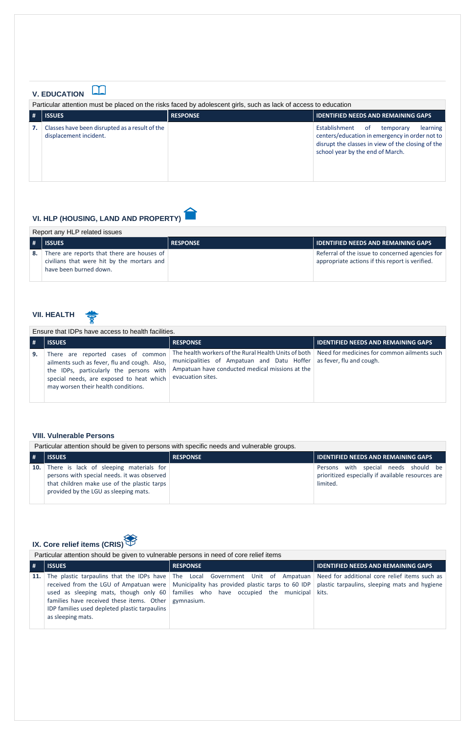## V. EDUCATION

Particular attention must be placed on the risks faced by adolescent girls, such as lack of access to education

| # | ISSUES | RESPONSE | IDENTIFIED NEEDS AND REMAINING GAPS |
|---|---|---|---|
| 7. | Classes have been disrupted as a result of the displacement incident. | | Establishment of temporary learning centers/education in emergency in order not to disrupt the classes in view of the closing of the school year by the end of March. |

## VI. HLP (HOUSING, LAND AND PROPERTY)

Report any HLP related issues

| # | ISSUES | RESPONSE | IDENTIFIED NEEDS AND REMAINING GAPS |
|---|---|---|---|
| 8. | There are reports that there are houses of civilians that were hit by the mortars and have been burned down. | | Referral of the issue to concerned agencies for appropriate actions if this report is verified. |

## VII. HEALTH

Ensure that IDPs have access to health facilities.

| # | ISSUES | RESPONSE | IDENTIFIED NEEDS AND REMAINING GAPS |
|---|---|---|---|
| 9. | There are reported cases of common ailments such as fever, flu and cough. Also, the IDPs, particularly the persons with special needs, are exposed to heat which may worsen their health conditions. | The health workers of the Rural Health Units of both municipalities of Ampatuan and Datu Hoffer Ampatuan have conducted medical missions at the evacuation sites. | Need for medicines for common ailments such as fever, flu and cough. |

## VIII. Vulnerable Persons

Particular attention should be given to persons with specific needs and vulnerable groups.

| # | ISSUES | RESPONSE | IDENTIFIED NEEDS AND REMAINING GAPS |
|---|---|---|---|
| 10. | There is lack of sleeping materials for persons with special needs. it was observed that children make use of the plastic tarps provided by the LGU as sleeping mats. | | Persons with special needs should be prioritized especially if available resources are limited. |

## IX. Core relief items (CRIS)

Particular attention should be given to vulnerable persons in need of core relief items

| # | ISSUES | RESPONSE | IDENTIFIED NEEDS AND REMAINING GAPS |
|---|---|---|---|
| 11. | The plastic tarpaulins that the IDPs have received from the LGU of Ampatuan were used as sleeping mats, though only 60 families have received these items. Other IDP families used depleted plastic tarpaulins as sleeping mats. | The Local Government Unit of Ampatuan Municipality has provided plastic tarps to 60 IDP families who have occupied the municipal gymnasium. | Need for additional core relief items such as plastic tarpaulins, sleeping mats and hygiene kits. |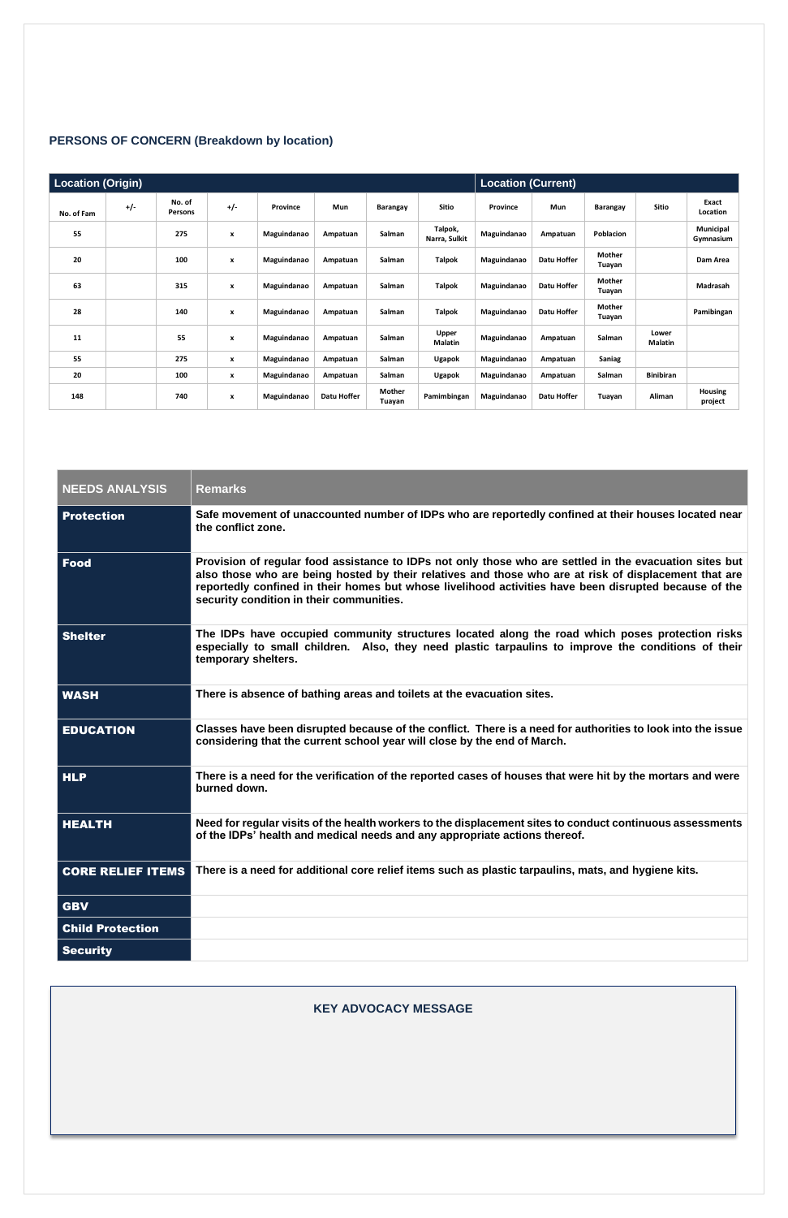### PERSONS OF CONCERN (Breakdown by location)

| Location (Origin) | | | | | | | | Location (Current) | | | | |
|---|---|---|---|---|---|---|---|---|---|---|---|---|
| No. of Fam | +/- | No. of Persons | +/- | Province | Mun | Barangay | Sitio | Province | Mun | Barangay | Sitio | Exact Location |
| 55 | | 275 | x | Maguindanao | Ampatuan | Salman | Talpok, Narra, Sulkit | Maguindanao | Ampatuan | Poblacion | | Municipal Gymnasium |
| 20 | | 100 | x | Maguindanao | Ampatuan | Salman | Talpok | Maguindanao | Datu Hoffer | Mother Tuayan | | Dam Area |
| 63 | | 315 | x | Maguindanao | Ampatuan | Salman | Talpok | Maguindanao | Datu Hoffer | Mother Tuayan | | Madrasah |
| 28 | | 140 | x | Maguindanao | Ampatuan | Salman | Talpok | Maguindanao | Datu Hoffer | Mother Tuayan | | Pamibingan |
| 11 | | 55 | x | Maguindanao | Ampatuan | Salman | Upper Malatin | Maguindanao | Ampatuan | Salman | Lower Malatin | |
| 55 | | 275 | x | Maguindanao | Ampatuan | Salman | Ugapok | Maguindanao | Ampatuan | Saniag | | |
| 20 | | 100 | x | Maguindanao | Ampatuan | Salman | Ugapok | Maguindanao | Ampatuan | Salman | Binibiran | |
| 148 | | 740 | x | Maguindanao | Datu Hoffer | Mother Tuayan | Pamimbingan | Maguindanao | Datu Hoffer | Tuayan | Aliman | Housing project |

| NEEDS ANALYSIS | Remarks |
|---|---|
| **Protection** | **Safe movement of unaccounted number of IDPs who are reportedly confined at their houses located near the conflict zone.** |
| **Food** | **Provision of regular food assistance to IDPs not only those who are settled in the evacuation sites but also those who are being hosted by their relatives and those who are at risk of displacement that are reportedly confined in their homes but whose livelihood activities have been disrupted because of the security condition in their communities.** |
| **Shelter** | **The IDPs have occupied community structures located along the road which poses protection risks especially to small children. Also, they need plastic tarpaulins to improve the conditions of their temporary shelters.** |
| **WASH** | **There is absence of bathing areas and toilets at the evacuation sites.** |
| **EDUCATION** | **Classes have been disrupted because of the conflict. There is a need for authorities to look into the issue considering that the current school year will close by the end of March.** |
| **HLP** | **There is a need for the verification of the reported cases of houses that were hit by the mortars and were burned down.** |
| **HEALTH** | **Need for regular visits of the health workers to the displacement sites to conduct continuous assessments of the IDPs' health and medical needs and any appropriate actions thereof.** |
| **CORE RELIEF ITEMS** | **There is a need for additional core relief items such as plastic tarpaulins, mats, and hygiene kits.** |
| **GBV** | |
| **Child Protection** | |
| **Security** | |

### KEY ADVOCACY MESSAGE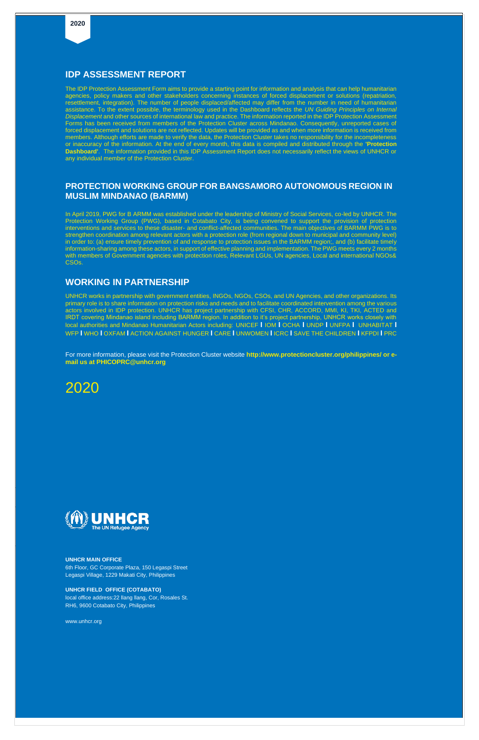2020

## IDP ASSESSMENT REPORT

The IDP Protection Assessment Form aims to provide a starting point for information and analysis that can help humanitarian agencies, policy makers and other stakeholders concerning instances of forced displacement or solutions (repatriation, resettlement, integration). The number of people displaced/affected may differ from the number in need of humanitarian assistance. To the extent possible, the terminology used in the Dashboard reflects the *UN Guiding Principles on Internal Displacement* and other sources of international law and practice. The information reported in the IDP Protection Assessment Forms has been received from members of the Protection Cluster across Mindanao. Consequently, unreported cases of forced displacement and solutions are not reflected. Updates will be provided as and when more information is received from members. Although efforts are made to verify the data, the Protection Cluster takes no responsibility for the incompleteness or inaccuracy of the information. At the end of every month, this data is compiled and distributed through the **'Protection Dashboard'**. The information provided in this IDP Assessment Report does not necessarily reflect the views of UNHCR or any individual member of the Protection Cluster.

## PROTECTION WORKING GROUP FOR BANGSAMORO AUTONOMOUS REGION IN MUSLIM MINDANAO (BARMM)

In April 2019, PWG for B ARMM was established under the leadership of Ministry of Social Services, co-led by UNHCR. The Protection Working Group (PWG), based in Cotabato City, is being convened to support the provision of protection interventions and services to these disaster- and conflict-affected communities. The main objectives of BARMM PWG is to strengthen coordination among relevant actors with a protection role (from regional down to municipal and community level) in order to: (a) ensure timely prevention of and response to protection issues in the BARMM region;, and (b) facilitate timely information-sharing among these actors, in support of effective planning and implementation. The PWG meets every 2 months with members of Government agencies with protection roles, Relevant LGUs, UN agencies, Local and international NGOs& CSOs.

## WORKING IN PARTNERSHIP

UNHCR works in partnership with government entities, INGOs, NGOs, CSOs, and UN Agencies, and other organizations. Its primary role is to share information on protection risks and needs and to facilitate coordinated intervention among the various actors involved in IDP protection. UNHCR has project partnership with CFSI, CHR, ACCORD, MMI, KI, TKI, ACTED and IRDT covering Mindanao island including BARMM region. In addition to it's project partnership, UNHCR works closely with local authorities and Mindanao Humanitarian Actors including: UNICEF I IOM I OCHA I UNDP I UNFPA I UNHABITAT I WFP I WHO I OXFAM I ACTION AGAINST HUNGER I CARE I UNWOMEN I ICRC I SAVE THE CHILDREN I KFPDI I PRC

For more information, please visit the Protection Cluster website **http://www.protectioncluster.org/philippines/ or e-mail us at PHICOPRC@unhcr.org**

2020

UNHCR The UN Refugee Agency

**UNHCR MAIN OFFICE**
6th Floor, GC Corporate Plaza, 150 Legaspi Street
Legaspi Village, 1229 Makati City, Philippines

**UNHCR FIELD OFFICE (COTABATO)**
local office address:22 Ilang Ilang, Cor, Rosales St.
RH6, 9600 Cotabato City, Philippines

www.unhcr.org